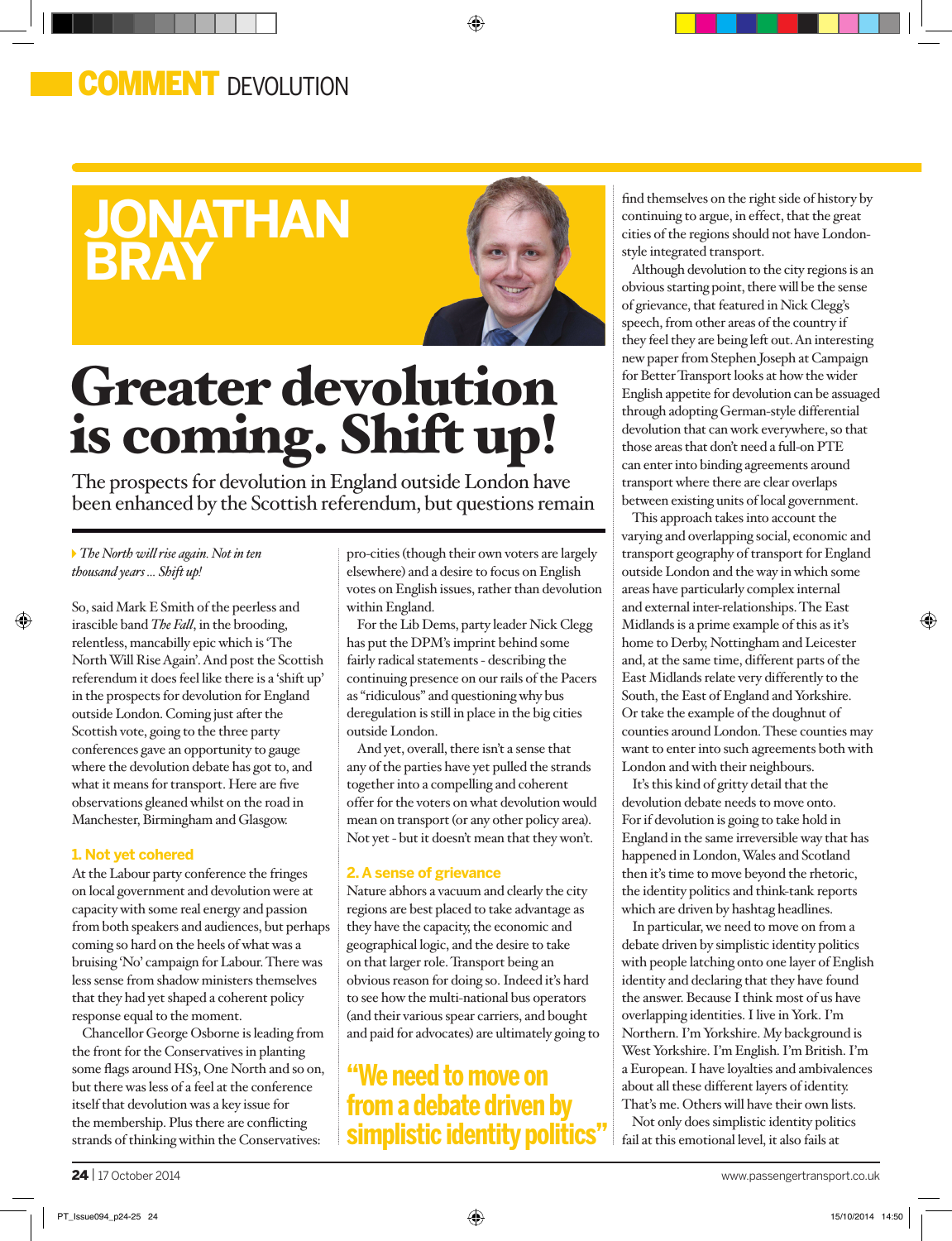# COMMENT DEVOLUTION

## JONATHAN BRAY

# Greater devolution is coming. Shift up!

The prospects for devolution in England outside London have been enhanced by the Scottish referendum, but questions remain

*The North will rise again. Not in ten thousand years ... Shift up!*

So, said Mark E Smith of the peerless and irascible band *The Fall*, in the brooding, relentless, mancabilly epic which is 'The North Will Rise Again'. And post the Scottish referendum it does feel like there is a 'shift up' in the prospects for devolution for England outside London. Coming just after the Scottish vote, going to the three party conferences gave an opportunity to gauge where the devolution debate has got to, and what it means for transport. Here are five observations gleaned whilst on the road in Manchester, Birmingham and Glasgow.

### 1. Not yet cohered

At the Labour party conference the fringes on local government and devolution were at capacity with some real energy and passion from both speakers and audiences, but perhaps coming so hard on the heels of what was a bruising 'No' campaign for Labour. There was less sense from shadow ministers themselves that they had yet shaped a coherent policy response equal to the moment.

Chancellor George Osborne is leading from the front for the Conservatives in planting some flags around HS3, One North and so on, but there was less of a feel at the conference itself that devolution was a key issue for the membership. Plus there are conflicting strands of thinking within the Conservatives: pro-cities (though their own voters are largely elsewhere) and a desire to focus on English votes on English issues, rather than devolution within England.

For the Lib Dems, party leader Nick Clegg has put the DPM's imprint behind some fairly radical statements - describing the continuing presence on our rails of the Pacers as "ridiculous" and questioning why bus deregulation is still in place in the big cities outside London.

And yet, overall, there isn't a sense that any of the parties have yet pulled the strands together into a compelling and coherent offer for the voters on what devolution would mean on transport (or any other policy area). Not yet - but it doesn't mean that they won't.

### 2. A sense of grievance

Nature abhors a vacuum and clearly the city regions are best placed to take advantage as they have the capacity, the economic and geographical logic, and the desire to take on that larger role. Transport being an obvious reason for doing so. Indeed it's hard to see how the multi-national bus operators (and their various spear carriers, and bought and paid for advocates) are ultimately going to find themselves on the right side of history by continuing to argue, in effect, that the great cities of the regions should not have London-style integrated transport.

> "We need to move on from a debate driven by simplistic identity politics"

Although devolution to the city regions is an obvious starting point, there will be the sense of grievance, that featured in Nick Clegg's speech, from other areas of the country if they feel they are being left out. An interesting new paper from Stephen Joseph at Campaign for Better Transport looks at how the wider English appetite for devolution can be assuaged through adopting German-style differential devolution that can work everywhere, so that those areas that don't need a full-on PTE can enter into binding agreements around transport where there are clear overlaps between existing units of local government.

This approach takes into account the varying and overlapping social, economic and transport geography of transport for England outside London and the way in which some areas have particularly complex internal and external inter-relationships. The East Midlands is a prime example of this as it's home to Derby, Nottingham and Leicester and, at the same time, different parts of the East Midlands relate very differently to the South, the East of England and Yorkshire. Or take the example of the doughnut of counties around London. These counties may want to enter into such agreements both with London and with their neighbours.

It's this kind of gritty detail that the devolution debate needs to move onto. For if devolution is going to take hold in England in the same irreversible way that has happened in London, Wales and Scotland then it's time to move beyond the rhetoric, the identity politics and think-tank reports which are driven by hashtag headlines.

In particular, we need to move on from a debate driven by simplistic identity politics with people latching onto one layer of English identity and declaring that they have found the answer. Because I think most of us have overlapping identities. I live in York. I'm Northern. I'm Yorkshire. My background is West Yorkshire. I'm English. I'm British. I'm a European. I have loyalties and ambivalences about all these different layers of identity. That's me. Others will have their own lists.

Not only does simplistic identity politics fail at this emotional level, it also fails at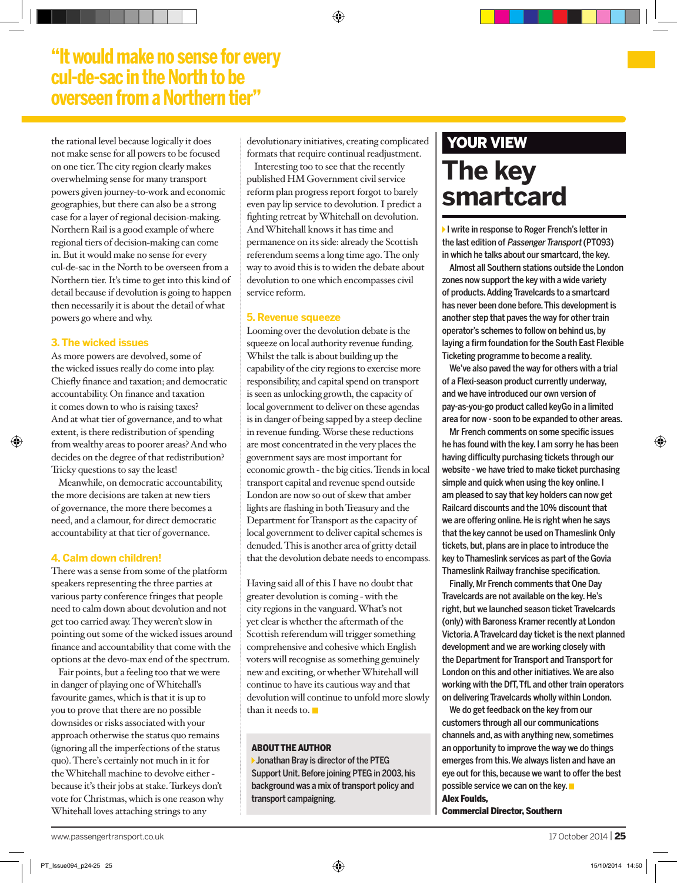## "It would make no sense for every cul-de-sac in the North to be overseen from a Northern tier"

the rational level because logically it does not make sense for all powers to be focused on one tier. The city region clearly makes overwhelming sense for many transport powers given journey-to-work and economic geographies, but there can also be a strong case for a layer of regional decision-making. Northern Rail is a good example of where regional tiers of decision-making can come in. But it would make no sense for every cul-de-sac in the North to be overseen from a Northern tier. It's time to get into this kind of detail because if devolution is going to happen then necessarily it is about the detail of what powers go where and why.

### 3. The wicked issues

As more powers are devolved, some of the wicked issues really do come into play. Chiefly finance and taxation; and democratic accountability. On finance and taxation it comes down to who is raising taxes? And at what tier of governance, and to what extent, is there redistribution of spending from wealthy areas to poorer areas? And who decides on the degree of that redistribution? Tricky questions to say the least!

Meanwhile, on democratic accountability, the more decisions are taken at new tiers of governance, the more there becomes a need, and a clamour, for direct democratic accountability at that tier of governance.

### 4. Calm down children!

There was a sense from some of the platform speakers representing the three parties at various party conference fringes that people need to calm down about devolution and not get too carried away. They weren't slow in pointing out some of the wicked issues around finance and accountability that come with the options at the devo-max end of the spectrum.

Fair points, but a feeling too that we were in danger of playing one of Whitehall's favourite games, which is that it is up to you to prove that there are no possible downsides or risks associated with your approach otherwise the status quo remains (ignoring all the imperfections of the status quo). There's certainly not much in it for the Whitehall machine to devolve either - because it's their jobs at stake. Turkeys don't vote for Christmas, which is one reason why Whitehall loves attaching strings to any devolutionary initiatives, creating complicated formats that require continual readjustment.

Interesting too to see that the recently published HM Government civil service reform plan progress report forgot to barely even pay lip service to devolution. I predict a fighting retreat by Whitehall on devolution. And Whitehall knows it has time and permanence on its side: already the Scottish referendum seems a long time ago. The only way to avoid this is to widen the debate about devolution to one which encompasses civil service reform.

### 5. Revenue squeeze

Looming over the devolution debate is the squeeze on local authority revenue funding. Whilst the talk is about building up the capability of the city regions to exercise more responsibility, and capital spend on transport is seen as unlocking growth, the capacity of local government to deliver on these agendas is in danger of being sapped by a steep decline in revenue funding. Worse these reductions are most concentrated in the very places the government says are most important for economic growth - the big cities. Trends in local transport capital and revenue spend outside London are now so out of skew that amber lights are flashing in both Treasury and the Department for Transport as the capacity of local government to deliver capital schemes is denuded. This is another area of gritty detail that the devolution debate needs to encompass.

Having said all of this I have no doubt that greater devolution is coming - with the city regions in the vanguard. What's not yet clear is whether the aftermath of the Scottish referendum will trigger something comprehensive and cohesive which English voters will recognise as something genuinely new and exciting, or whether Whitehall will continue to have its cautious way and that devolution will continue to unfold more slowly than it needs to.

**ABOUT THE AUTHOR**

Jonathan Bray is director of the PTEG Support Unit. Before joining PTEG in 2003, his background was a mix of transport policy and transport campaigning.

## YOUR VIEW

# The key smartcard

I write in response to Roger French's letter in the last edition of *Passenger Transport* (PT093) in which he talks about our smartcard, the key.

Almost all Southern stations outside the London zones now support the key with a wide variety of products. Adding Travelcards to a smartcard has never been done before. This development is another step that paves the way for other train operator's schemes to follow on behind us, by laying a firm foundation for the South East Flexible Ticketing programme to become a reality.

We've also paved the way for others with a trial of a Flexi-season product currently underway, and we have introduced our own version of pay-as-you-go product called keyGo in a limited area for now - soon to be expanded to other areas.

Mr French comments on some specific issues he has found with the key. I am sorry he has been having difficulty purchasing tickets through our website - we have tried to make ticket purchasing simple and quick when using the key online. I am pleased to say that key holders can now get Railcard discounts and the 10% discount that we are offering online. He is right when he says that the key cannot be used on Thameslink Only tickets, but, plans are in place to introduce the key to Thameslink services as part of the Govia Thameslink Railway franchise specification.

Finally, Mr French comments that One Day Travelcards are not available on the key. He's right, but we launched season ticket Travelcards (only) with Baroness Kramer recently at London Victoria. A Travelcard day ticket is the next planned development and we are working closely with the Department for Transport and Transport for London on this and other initiatives. We are also working with the DfT, TfL and other train operators on delivering Travelcards wholly within London.

We do get feedback on the key from our customers through all our communications channels and, as with anything new, sometimes an opportunity to improve the way we do things emerges from this. We always listen and have an eye out for this, because we want to offer the best possible service we can on the key.

**Alex Foulds,**
**Commercial Director, Southern**